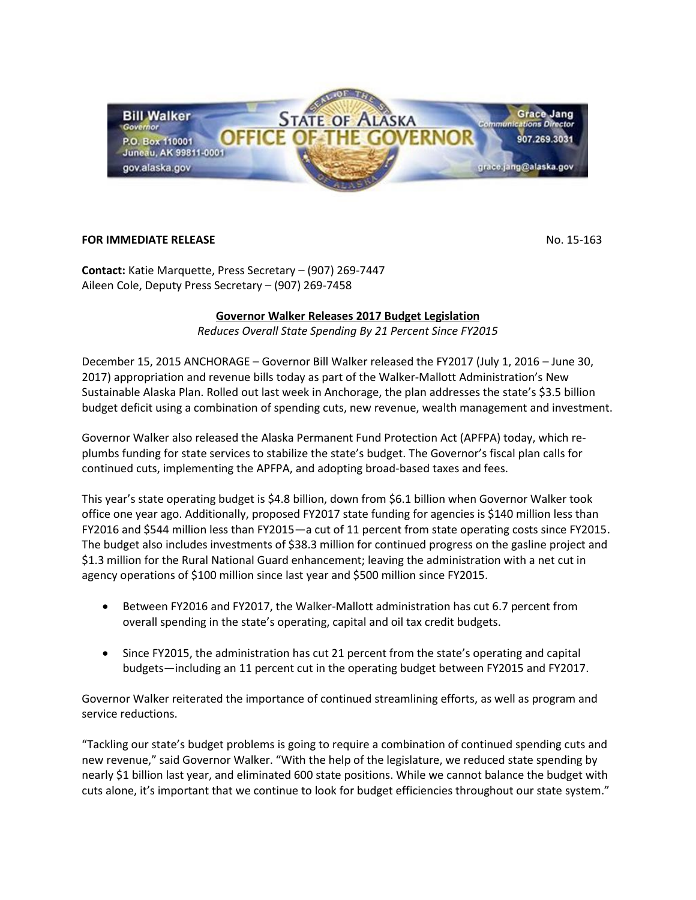**Bill Walker**
*Governor*
P.O. Box 110001
Juneau, AK 99811-0001
gov.alaska.gov

**STATE OF ALASKA**
**OFFICE OF THE GOVERNOR**

**Grace Jang**
*Communications Director*
907.269.3031
grace.jang@alaska.gov

**FOR IMMEDIATE RELEASE** No. 15-163

**Contact:** Katie Marquette, Press Secretary – (907) 269-7447
Aileen Cole, Deputy Press Secretary – (907) 269-7458

## Governor Walker Releases 2017 Budget Legislation

*Reduces Overall State Spending By 21 Percent Since FY2015*

December 15, 2015 ANCHORAGE – Governor Bill Walker released the FY2017 (July 1, 2016 – June 30, 2017) appropriation and revenue bills today as part of the Walker-Mallott Administration's New Sustainable Alaska Plan. Rolled out last week in Anchorage, the plan addresses the state's $3.5 billion budget deficit using a combination of spending cuts, new revenue, wealth management and investment.

Governor Walker also released the Alaska Permanent Fund Protection Act (APFPA) today, which re-plumbs funding for state services to stabilize the state's budget. The Governor's fiscal plan calls for continued cuts, implementing the APFPA, and adopting broad-based taxes and fees.

This year's state operating budget is $4.8 billion, down from $6.1 billion when Governor Walker took office one year ago. Additionally, proposed FY2017 state funding for agencies is $140 million less than FY2016 and $544 million less than FY2015—a cut of 11 percent from state operating costs since FY2015. The budget also includes investments of $38.3 million for continued progress on the gasline project and $1.3 million for the Rural National Guard enhancement; leaving the administration with a net cut in agency operations of $100 million since last year and $500 million since FY2015.

- Between FY2016 and FY2017, the Walker-Mallott administration has cut 6.7 percent from overall spending in the state's operating, capital and oil tax credit budgets.
- Since FY2015, the administration has cut 21 percent from the state's operating and capital budgets—including an 11 percent cut in the operating budget between FY2015 and FY2017.

Governor Walker reiterated the importance of continued streamlining efforts, as well as program and service reductions.

"Tackling our state's budget problems is going to require a combination of continued spending cuts and new revenue," said Governor Walker. "With the help of the legislature, we reduced state spending by nearly $1 billion last year, and eliminated 600 state positions. While we cannot balance the budget with cuts alone, it's important that we continue to look for budget efficiencies throughout our state system."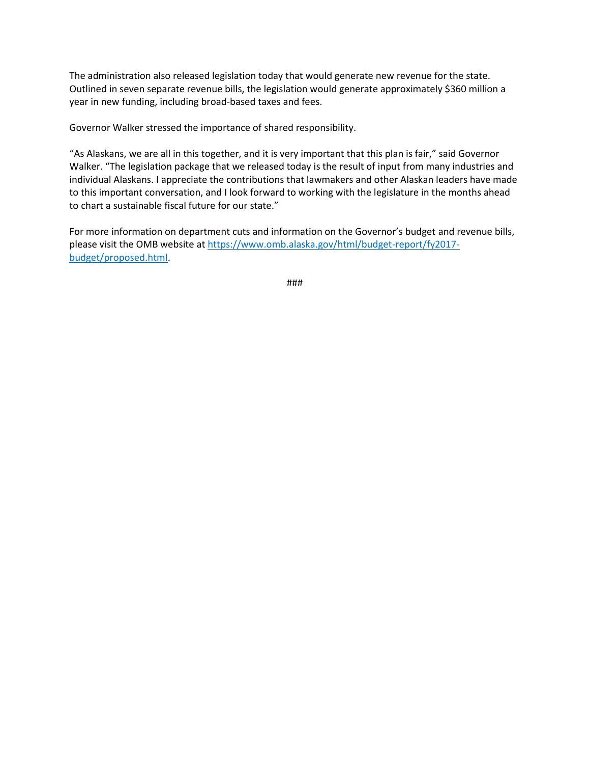The administration also released legislation today that would generate new revenue for the state. Outlined in seven separate revenue bills, the legislation would generate approximately $360 million a year in new funding, including broad-based taxes and fees.

Governor Walker stressed the importance of shared responsibility.

"As Alaskans, we are all in this together, and it is very important that this plan is fair," said Governor Walker. "The legislation package that we released today is the result of input from many industries and individual Alaskans. I appreciate the contributions that lawmakers and other Alaskan leaders have made to this important conversation, and I look forward to working with the legislature in the months ahead to chart a sustainable fiscal future for our state."

For more information on department cuts and information on the Governor's budget and revenue bills, please visit the OMB website at https://www.omb.alaska.gov/html/budget-report/fy2017-budget/proposed.html.

###